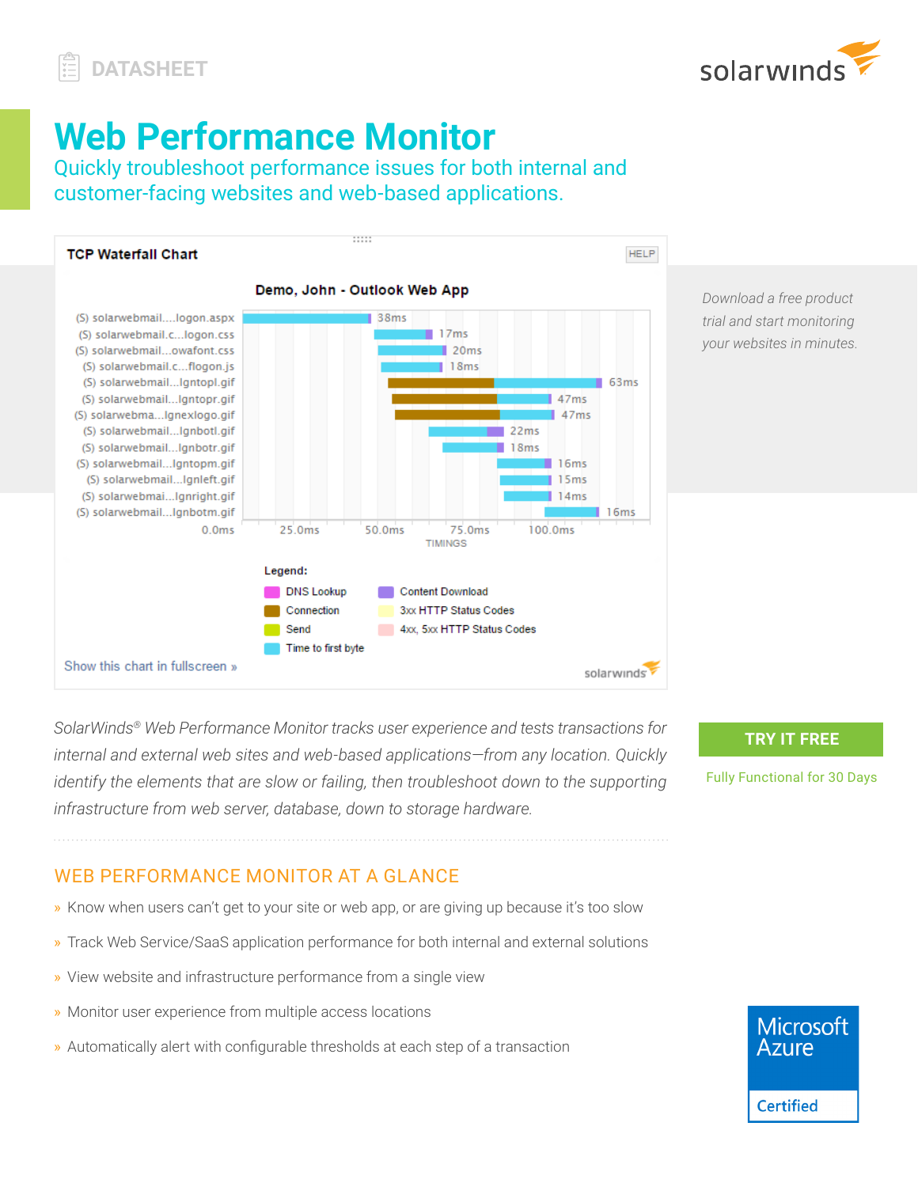DATASHEET

# Web Performance Monitor

Quickly troubleshoot performance issues for both internal and customer-facing websites and web-based applications.

**TCP Waterfall Chart**

HELP

**Demo, John - Outlook Web App**

| Resource | Timing |
| --- | --- |
| (S) solarwebmail....logon.aspx | 38ms |
| (S) solarwebmail.c...logon.css | 17ms |
| (S) solarwebmail...owafont.css | 20ms |
| (S) solarwebmail.c...flogon.js | 18ms |
| (S) solarwebmail...lgntopl.gif | 63ms |
| (S) solarwebmail...lgntopr.gif | 47ms |
| (S) solarwebma...lgnexlogo.gif | 47ms |
| (S) solarwebmail...lgnbotl.gif | 22ms |
| (S) solarwebmail...lgnbotr.gif | 18ms |
| (S) solarwebmail...lgntopm.gif | 16ms |
| (S) solarwebmail...lgnleft.gif | 15ms |
| (S) solarwebmai...lgnright.gif | 14ms |
| (S) solarwebmail...lgnbotm.gif | 16ms |

0.0ms 25.0ms 50.0ms 75.0ms 100.0ms

TIMINGS

**Legend:**

- DNS Lookup
- Connection
- Send
- Time to first byte
- Content Download
- 3xx HTTP Status Codes
- 4xx, 5xx HTTP Status Codes

Show this chart in fullscreen »

*Download a free product trial and start monitoring your websites in minutes.*

**TRY IT FREE**

Fully Functional for 30 Days

*SolarWinds® Web Performance Monitor tracks user experience and tests transactions for internal and external web sites and web-based applications—from any location. Quickly identify the elements that are slow or failing, then troubleshoot down to the supporting infrastructure from web server, database, down to storage hardware.*

## WEB PERFORMANCE MONITOR AT A GLANCE

» Know when users can't get to your site or web app, or are giving up because it's too slow

» Track Web Service/SaaS application performance for both internal and external solutions

» View website and infrastructure performance from a single view

» Monitor user experience from multiple access locations

» Automatically alert with configurable thresholds at each step of a transaction

Microsoft Azure Certified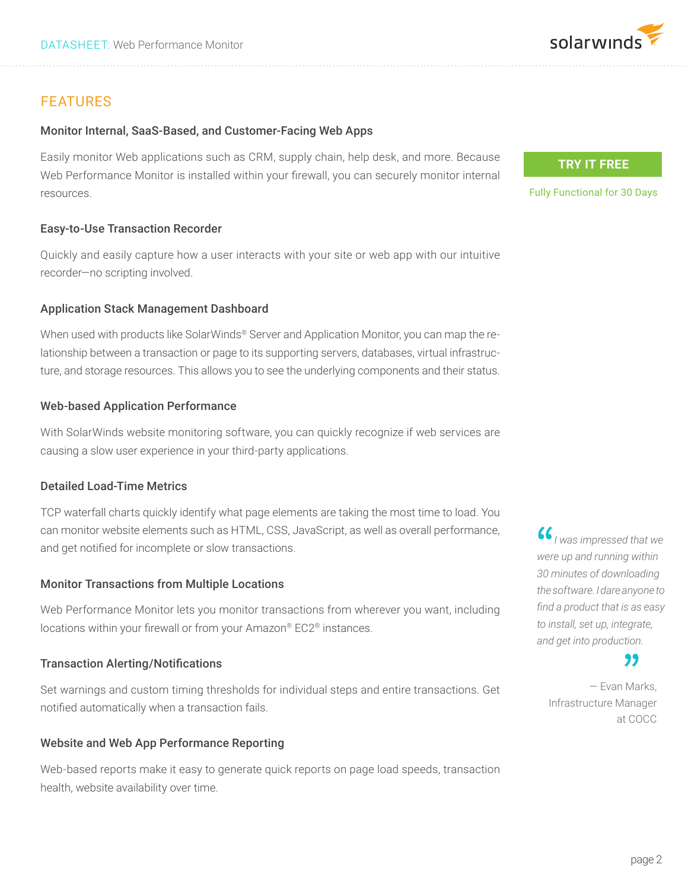## FEATURES

### Monitor Internal, SaaS-Based, and Customer-Facing Web Apps

Easily monitor Web applications such as CRM, supply chain, help desk, and more. Because Web Performance Monitor is installed within your firewall, you can securely monitor internal resources.

**TRY IT FREE**

Fully Functional for 30 Days

### Easy-to-Use Transaction Recorder

Quickly and easily capture how a user interacts with your site or web app with our intuitive recorder—no scripting involved.

### Application Stack Management Dashboard

When used with products like SolarWinds® Server and Application Monitor, you can map the relationship between a transaction or page to its supporting servers, databases, virtual infrastructure, and storage resources. This allows you to see the underlying components and their status.

### Web-based Application Performance

With SolarWinds website monitoring software, you can quickly recognize if web services are causing a slow user experience in your third-party applications.

### Detailed Load-Time Metrics

TCP waterfall charts quickly identify what page elements are taking the most time to load. You can monitor website elements such as HTML, CSS, JavaScript, as well as overall performance, and get notified for incomplete or slow transactions.

> *"I was impressed that we were up and running within 30 minutes of downloading the software. I dare anyone to find a product that is as easy to install, set up, integrate, and get into production."*
>
> — Evan Marks, Infrastructure Manager at COCC

### Monitor Transactions from Multiple Locations

Web Performance Monitor lets you monitor transactions from wherever you want, including locations within your firewall or from your Amazon® EC2® instances.

### Transaction Alerting/Notifications

Set warnings and custom timing thresholds for individual steps and entire transactions. Get notified automatically when a transaction fails.

### Website and Web App Performance Reporting

Web-based reports make it easy to generate quick reports on page load speeds, transaction health, website availability over time.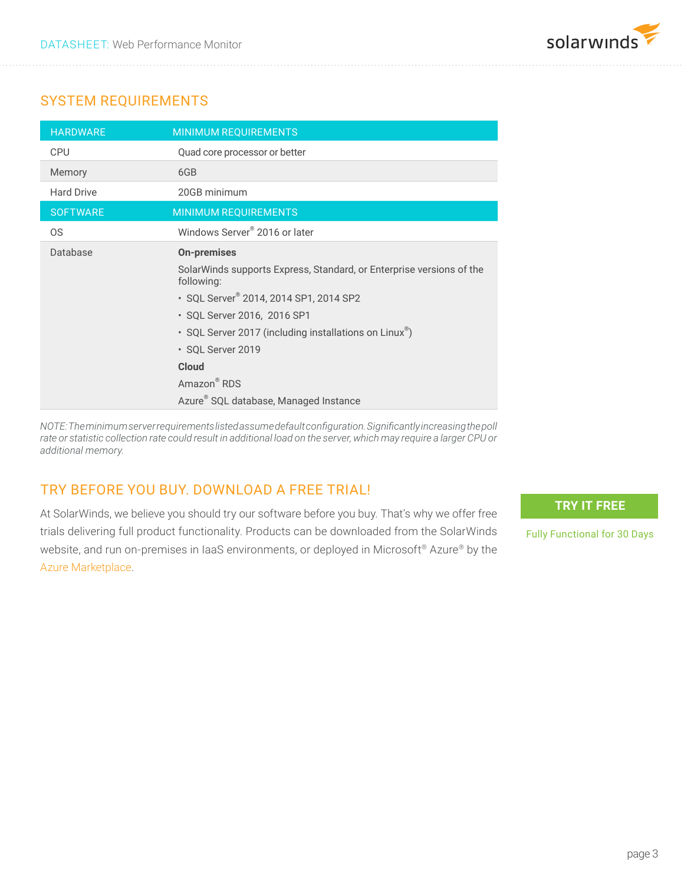## SYSTEM REQUIREMENTS

| HARDWARE | MINIMUM REQUIREMENTS |
|---|---|
| CPU | Quad core processor or better |
| Memory | 6GB |
| Hard Drive | 20GB minimum |
| **SOFTWARE** | **MINIMUM REQUIREMENTS** |
| OS | Windows Server® 2016 or later |
| Database | **On-premises**<br>SolarWinds supports Express, Standard, or Enterprise versions of the following:<br>• SQL Server® 2014, 2014 SP1, 2014 SP2<br>• SQL Server 2016, 2016 SP1<br>• SQL Server 2017 (including installations on Linux®)<br>• SQL Server 2019<br>**Cloud**<br>Amazon® RDS<br>Azure® SQL database, Managed Instance |

*NOTE: The minimum server requirements listed assume default configuration. Significantly increasing the poll rate or statistic collection rate could result in additional load on the server, which may require a larger CPU or additional memory.*

## TRY BEFORE YOU BUY. DOWNLOAD A FREE TRIAL!

At SolarWinds, we believe you should try our software before you buy. That's why we offer free trials delivering full product functionality. Products can be downloaded from the SolarWinds website, and run on-premises in IaaS environments, or deployed in Microsoft® Azure® by the Azure Marketplace.

**TRY IT FREE**

Fully Functional for 30 Days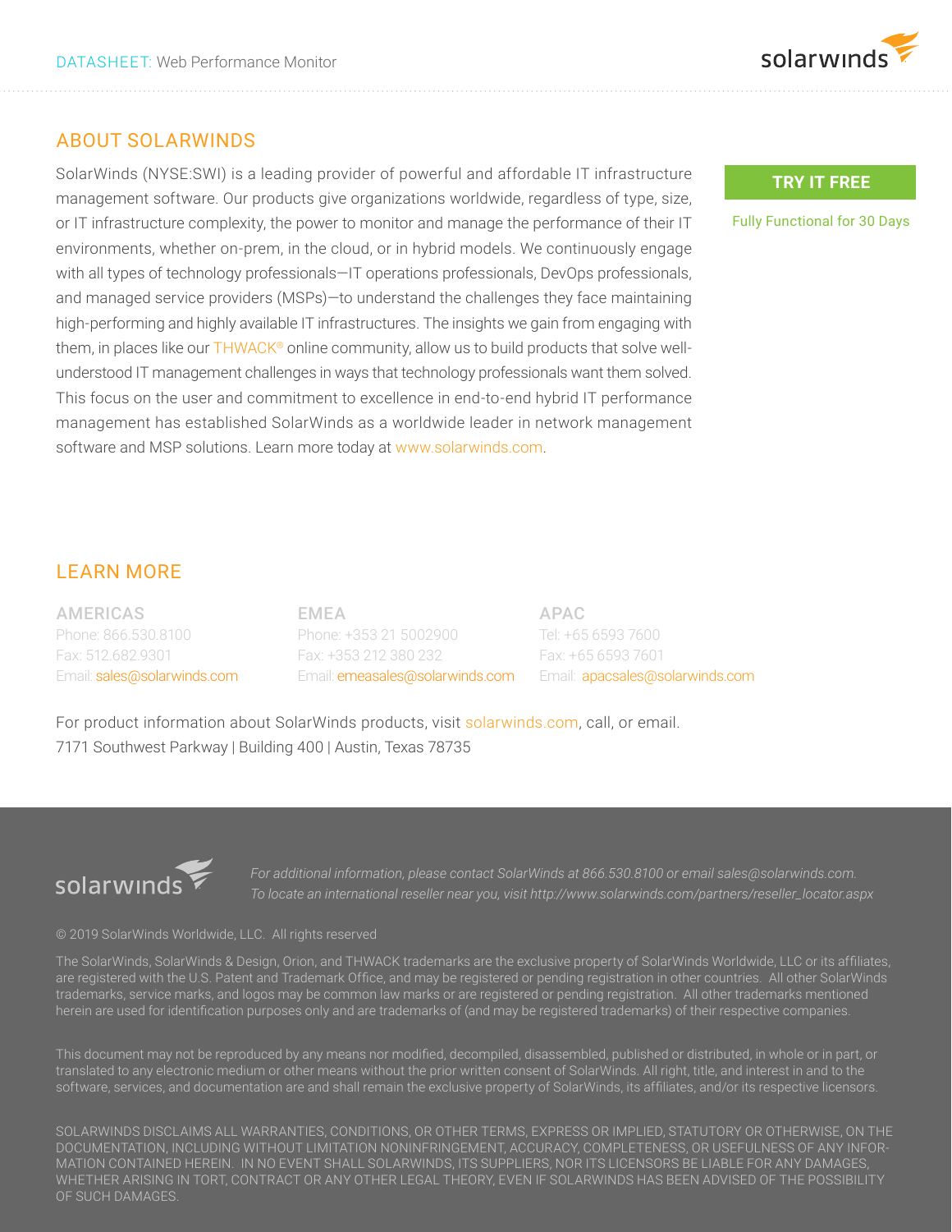## ABOUT SOLARWINDS

SolarWinds (NYSE:SWI) is a leading provider of powerful and affordable IT infrastructure management software. Our products give organizations worldwide, regardless of type, size, or IT infrastructure complexity, the power to monitor and manage the performance of their IT environments, whether on-prem, in the cloud, or in hybrid models. We continuously engage with all types of technology professionals—IT operations professionals, DevOps professionals, and managed service providers (MSPs)—to understand the challenges they face maintaining high-performing and highly available IT infrastructures. The insights we gain from engaging with them, in places like our THWACK® online community, allow us to build products that solve well-understood IT management challenges in ways that technology professionals want them solved. This focus on the user and commitment to excellence in end-to-end hybrid IT performance management has established SolarWinds as a worldwide leader in network management software and MSP solutions. Learn more today at www.solarwinds.com.

**TRY IT FREE**

Fully Functional for 30 Days

## LEARN MORE

### AMERICAS
Phone: 866.530.8100
Fax: 512.682.9301
Email: sales@solarwinds.com

### EMEA
Phone: +353 21 5002900
Fax: +353 212 380 232
Email: emeasales@solarwinds.com

### APAC
Tel: +65 6593 7600
Fax: +65 6593 7601
Email: apacsales@solarwinds.com

For product information about SolarWinds products, visit solarwinds.com, call, or email.
7171 Southwest Parkway | Building 400 | Austin, Texas 78735

*For additional information, please contact SolarWinds at 866.530.8100 or email sales@solarwinds.com.*
*To locate an international reseller near you, visit http://www.solarwinds.com/partners/reseller_locator.aspx*

© 2019 SolarWinds Worldwide, LLC. All rights reserved

The SolarWinds, SolarWinds & Design, Orion, and THWACK trademarks are the exclusive property of SolarWinds Worldwide, LLC or its affiliates, are registered with the U.S. Patent and Trademark Office, and may be registered or pending registration in other countries. All other SolarWinds trademarks, service marks, and logos may be common law marks or are registered or pending registration. All other trademarks mentioned herein are used for identification purposes only and are trademarks of (and may be registered trademarks) of their respective companies.

This document may not be reproduced by any means nor modified, decompiled, disassembled, published or distributed, in whole or in part, or translated to any electronic medium or other means without the prior written consent of SolarWinds. All right, title, and interest in and to the software, services, and documentation are and shall remain the exclusive property of SolarWinds, its affiliates, and/or its respective licensors.

SOLARWINDS DISCLAIMS ALL WARRANTIES, CONDITIONS, OR OTHER TERMS, EXPRESS OR IMPLIED, STATUTORY OR OTHERWISE, ON THE DOCUMENTATION, INCLUDING WITHOUT LIMITATION NONINFRINGEMENT, ACCURACY, COMPLETENESS, OR USEFULNESS OF ANY INFORMATION CONTAINED HEREIN. IN NO EVENT SHALL SOLARWINDS, ITS SUPPLIERS, NOR ITS LICENSORS BE LIABLE FOR ANY DAMAGES, WHETHER ARISING IN TORT, CONTRACT OR ANY OTHER LEGAL THEORY, EVEN IF SOLARWINDS HAS BEEN ADVISED OF THE POSSIBILITY OF SUCH DAMAGES.